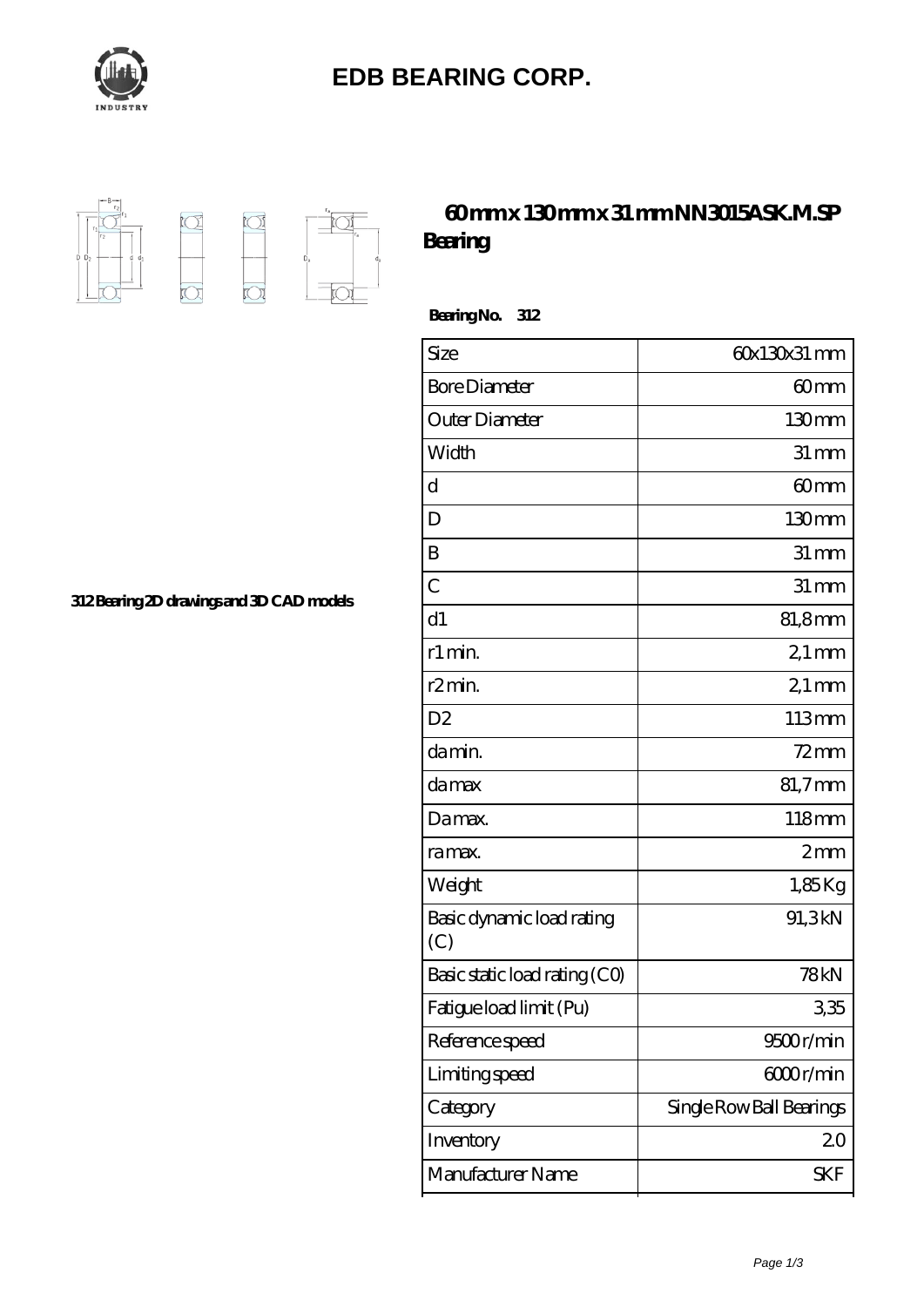# EDB BEARING CORP.

## 60 mm x 130 mm x 31 mm NN3015ASK.M.SP Bearing

**Bearing No. 312**

312 Bearing 2D drawings and 3D CAD models

| Size | 60x130x31 mm |
|---|---|
| Bore Diameter | 60 mm |
| Outer Diameter | 130 mm |
| Width | 31 mm |
| d | 60 mm |
| D | 130 mm |
| B | 31 mm |
| C | 31 mm |
| d1 | 81,8 mm |
| r1 min. | 2,1 mm |
| r2 min. | 2,1 mm |
| D2 | 113 mm |
| da min. | 72 mm |
| da max | 81,7 mm |
| Da max. | 118 mm |
| ra max. | 2 mm |
| Weight | 1,85 Kg |
| Basic dynamic load rating (C) | 91,3 kN |
| Basic static load rating (C0) | 78 kN |
| Fatigue load limit (Pu) | 3,35 |
| Reference speed | 9500 r/min |
| Limiting speed | 6000 r/min |
| Category | Single Row Ball Bearings |
| Inventory | 2.0 |
| Manufacturer Name | SKF |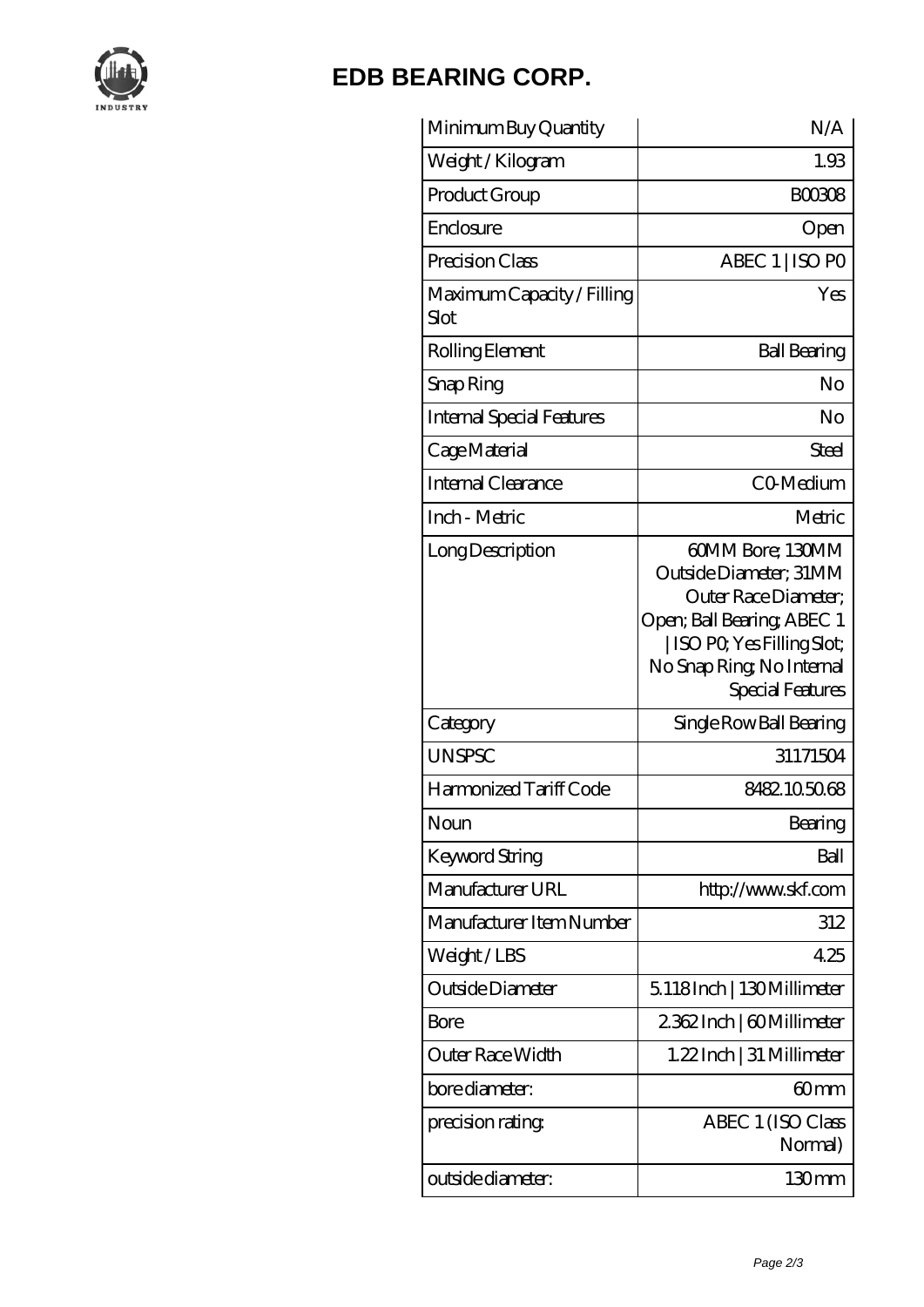# EDB BEARING CORP.

| | |
|---|---|
| Minimum Buy Quantity | N/A |
| Weight / Kilogram | 1.93 |
| Product Group | B00308 |
| Enclosure | Open |
| Precision Class | ABEC 1 \| ISO P0 |
| Maximum Capacity / Filling Slot | Yes |
| Rolling Element | Ball Bearing |
| Snap Ring | No |
| Internal Special Features | No |
| Cage Material | Steel |
| Internal Clearance | C0-Medium |
| Inch - Metric | Metric |
| Long Description | 60MM Bore; 130MM Outside Diameter; 31MM Outer Race Diameter; Open; Ball Bearing; ABEC 1 \| ISO P0; Yes Filling Slot; No Snap Ring; No Internal Special Features |
| Category | Single Row Ball Bearing |
| UNSPSC | 31171504 |
| Harmonized Tariff Code | 8482.10.50.68 |
| Noun | Bearing |
| Keyword String | Ball |
| Manufacturer URL | http://www.skf.com |
| Manufacturer Item Number | 312 |
| Weight / LBS | 4.25 |
| Outside Diameter | 5.118 Inch \| 130 Millimeter |
| Bore | 2.362 Inch \| 60 Millimeter |
| Outer Race Width | 1.22 Inch \| 31 Millimeter |
| bore diameter: | 60 mm |
| precision rating: | ABEC 1 (ISO Class Normal) |
| outside diameter: | 130 mm |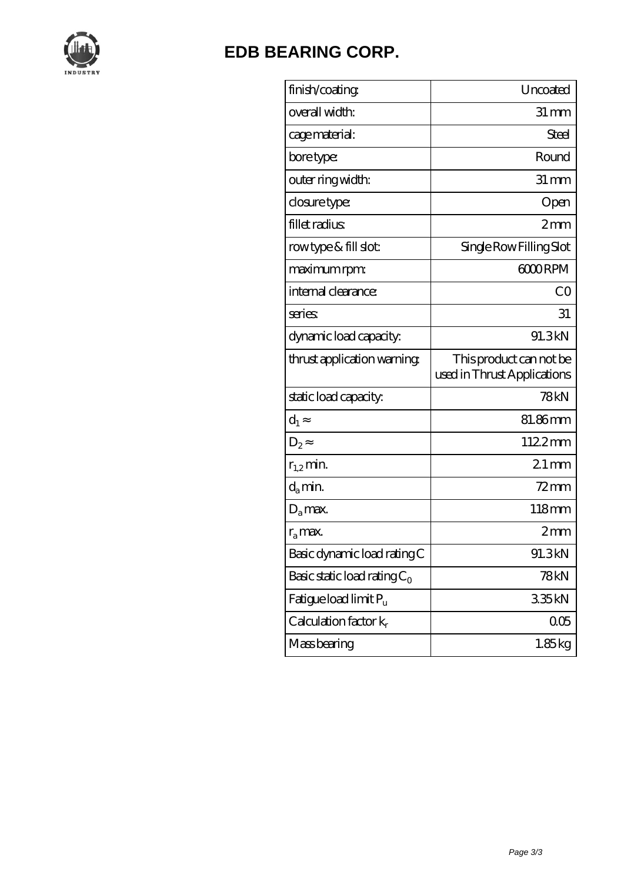# EDB BEARING CORP.

| | |
|---|---|
| finish/coating: | Uncoated |
| overall width: | 31 mm |
| cage material: | Steel |
| bore type: | Round |
| outer ring width: | 31 mm |
| closure type: | Open |
| fillet radius: | 2 mm |
| row type & fill slot: | Single Row Filling Slot |
| maximum rpm: | 6000 RPM |
| internal clearance: | C0 |
| series: | 31 |
| dynamic load capacity: | 91.3 kN |
| thrust application warning: | This product can not be used in Thrust Applications |
| static load capacity: | 78 kN |
| $d_1 \approx$ | 81.86 mm |
| $D_2 \approx$ | 112.2 mm |
| $r_{1,2}$ min. | 2.1 mm |
| $d_a$ min. | 72 mm |
| $D_a$ max. | 118 mm |
| $r_a$ max. | 2 mm |
| Basic dynamic load rating C | 91.3 kN |
| Basic static load rating $C_0$ | 78 kN |
| Fatigue load limit $P_u$ | 3.35 kN |
| Calculation factor $k_r$ | 0.05 |
| Mass bearing | 1.85 kg |